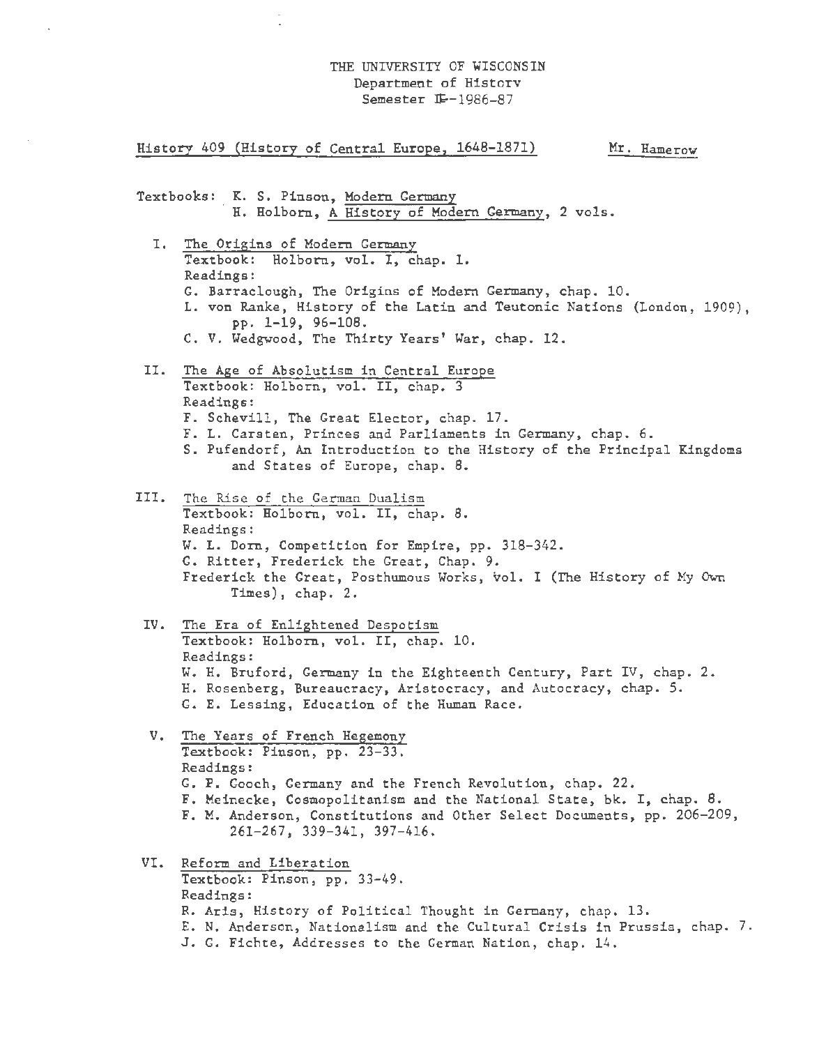THE UNIVERSITY OF WISCONSIN
Department of History
Semester II--1986-87

History 409 (History of Central Europe, 1648-1871) Mr. Hamerow

Textbooks: K. S. Pinson, Modern Germany
H. Holborn, A History of Modern Germany, 2 vols.

I. The Origins of Modern Germany
Textbook: Holborn, vol. I, chap. 1.
Readings:
G. Barraclough, The Origins of Modern Germany, chap. 10.
L. von Ranke, History of the Latin and Teutonic Nations (London, 1909), pp. 1-19, 96-108.
C. V. Wedgwood, The Thirty Years' War, chap. 12.

II. The Age of Absolutism in Central Europe
Textbook: Holborn, vol. II, chap. 3
Readings:
F. Schevill, The Great Elector, chap. 17.
F. L. Carsten, Princes and Parliaments in Germany, chap. 6.
S. Pufendorf, An Introduction to the History of the Principal Kingdoms and States of Europe, chap. 8.

III. The Rise of the German Dualism
Textbook: Holborn, vol. II, chap. 8.
Readings:
W. L. Dorn, Competition for Empire, pp. 318-342.
G. Ritter, Frederick the Great, Chap. 9.
Frederick the Great, Posthumous Works, vol. I (The History of My Own Times), chap. 2.

IV. The Era of Enlightened Despotism
Textbook: Holborn, vol. II, chap. 10.
Readings:
W. H. Bruford, Germany in the Eighteenth Century, Part IV, chap. 2.
H. Rosenberg, Bureaucracy, Aristocracy, and Autocracy, chap. 5.
G. E. Lessing, Education of the Human Race.

V. The Years of French Hegemony
Textbook: Pinson, pp. 23-33.
Readings:
G. P. Gooch, Germany and the French Revolution, chap. 22.
F. Meinecke, Cosmopolitanism and the National State, bk. I, chap. 8.
F. M. Anderson, Constitutions and Other Select Documents, pp. 206-209, 261-267, 339-341, 397-416.

VI. Reform and Liberation
Textbook: Pinson, pp. 33-49.
Readings:
R. Aris, History of Political Thought in Germany, chap. 13.
E. N. Anderson, Nationalism and the Cultural Crisis in Prussia, chap. 7.
J. G. Fichte, Addresses to the German Nation, chap. 14.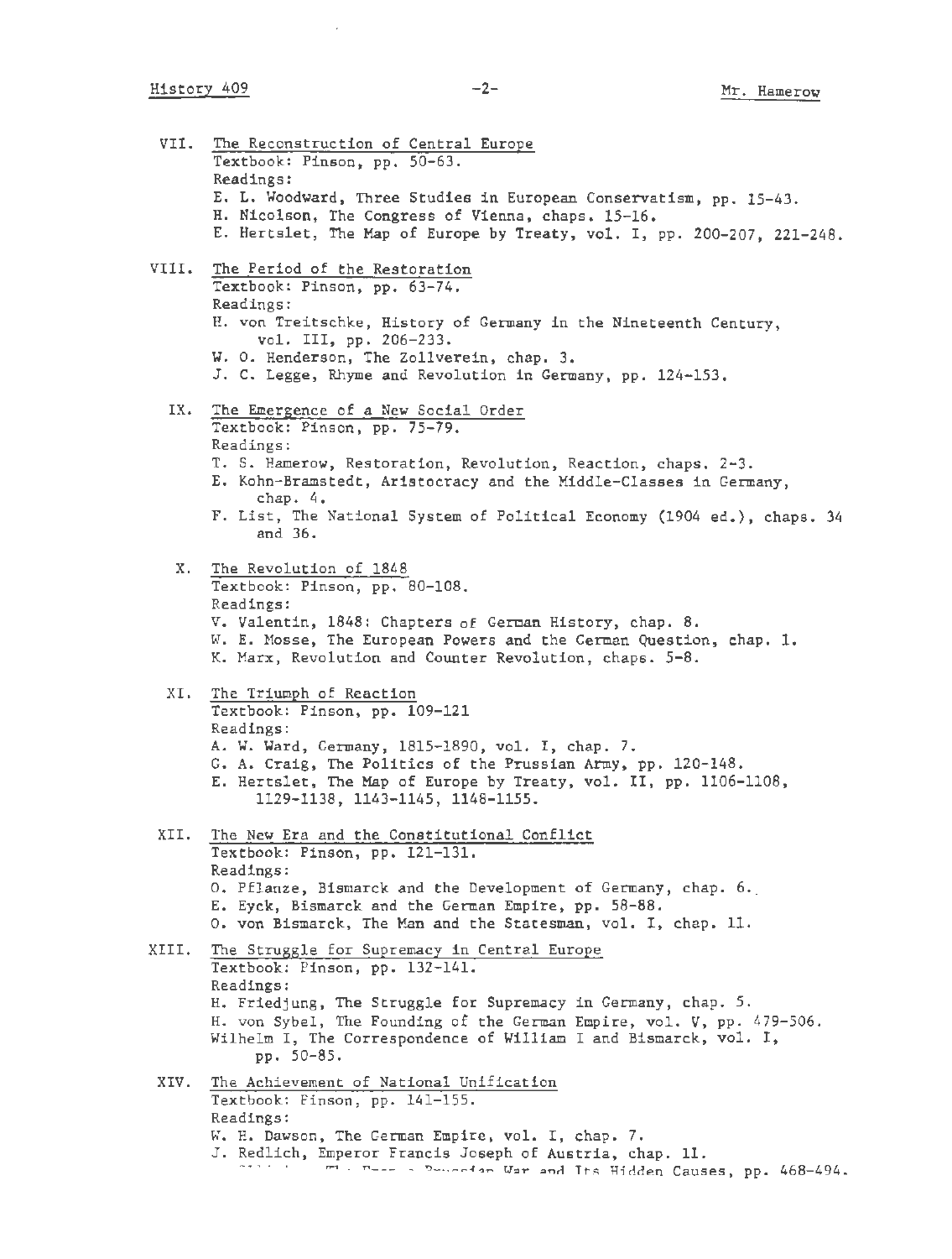VII. The Reconstruction of Central Europe
Textbook: Pinson, pp. 50-63.
Readings:
E. L. Woodward, Three Studies in European Conservatism, pp. 15-43.
H. Nicolson, The Congress of Vienna, chaps. 15-16.
E. Hertslet, The Map of Europe by Treaty, vol. I, pp. 200-207, 221-248.

VIII. The Period of the Restoration
Textbook: Pinson, pp. 63-74.
Readings:
H. von Treitschke, History of Germany in the Nineteenth Century, vol. III, pp. 206-233.
W. O. Henderson, The Zollverein, chap. 3.
J. C. Legge, Rhyme and Revolution in Germany, pp. 124-153.

IX. The Emergence of a New Social Order
Textbook: Pinson, pp. 75-79.
Readings:
T. S. Hamerow, Restoration, Revolution, Reaction, chaps. 2-3.
E. Kohn-Bramstedt, Aristocracy and the Middle-Classes in Germany, chap. 4.
F. List, The National System of Political Economy (1904 ed.), chaps. 34 and 36.

X. The Revolution of 1848
Textbook: Pinson, pp. 80-108.
Readings:
V. Valentin, 1848: Chapters of German History, chap. 8.
W. E. Mosse, The European Powers and the German Question, chap. 1.
K. Marx, Revolution and Counter Revolution, chaps. 5-8.

XI. The Triumph of Reaction
Textbook: Pinson, pp. 109-121
Readings:
A. W. Ward, Germany, 1815-1890, vol. I, chap. 7.
G. A. Craig, The Politics of the Prussian Army, pp. 120-148.
E. Hertslet, The Map of Europe by Treaty, vol. II, pp. 1106-1108, 1129-1138, 1143-1145, 1148-1155.

XII. The New Era and the Constitutional Conflict
Textbook: Pinson, pp. 121-131.
Readings:
O. Pflanze, Bismarck and the Development of Germany, chap. 6.
E. Eyck, Bismarck and the German Empire, pp. 58-88.
O. von Bismarck, The Man and the Statesman, vol. I, chap. 11.

XIII. The Struggle for Supremacy in Central Europe
Textbook: Pinson, pp. 132-141.
Readings:
H. Friedjung, The Struggle for Supremacy in Germany, chap. 5.
H. von Sybel, The Founding of the German Empire, vol. V, pp. 479-506.
Wilhelm I, The Correspondence of William I and Bismarck, vol. I, pp. 50-85.

XIV. The Achievement of National Unification
Textbook: Pinson, pp. 141-155.
Readings:
W. H. Dawson, The German Empire, vol. I, chap. 7.
J. Redlich, Emperor Francis Joseph of Austria, chap. 11.
... The Franco-Prussian War and Its Hidden Causes, pp. 468-494.